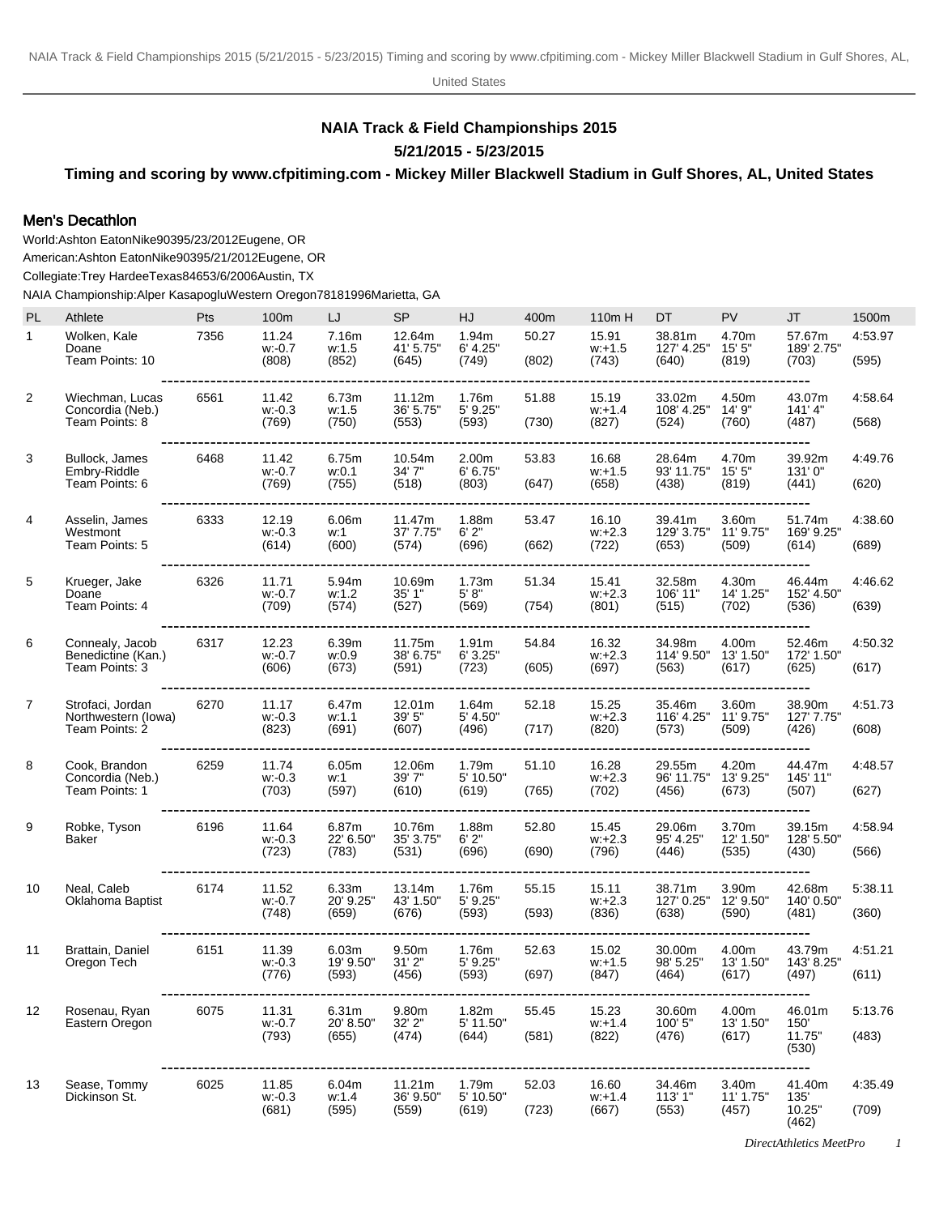# NAIA Track & Field Championships 2015

## 5/21/2015 - 5/23/2015

### Timing and scoring by www.cfpitiming.com - Mickey Miller Blackwell Stadium in Gulf Shores, AL, United States

## Men's Decathlon

World:Ashton EatonNike90395/23/2012Eugene, OR

American:Ashton EatonNike90395/21/2012Eugene, OR

Collegiate:Trey HardeeTexas84653/6/2006Austin, TX

NAIA Championship:Alper KasapogluWestern Oregon78181996Marietta, GA

| PL | Athlete | Pts | 100m | LJ | SP | HJ | 400m | 110m H | DT | PV | JT | 1500m |
|---|---|---|---|---|---|---|---|---|---|---|---|---|
| 1 | Wolken, Kale<br>Doane<br>Team Points: 10 | 7356 | 11.24<br>w:-0.7<br>(808) | 7.16m<br>w:1.5<br>(852) | 12.64m<br>41' 5.75"<br>(645) | 1.94m<br>6' 4.25"<br>(749) | 50.27<br>(802) | 15.91<br>w:+1.5<br>(743) | 38.81m<br>127' 4.25"<br>(640) | 4.70m<br>15' 5"<br>(819) | 57.67m<br>189' 2.75"<br>(703) | 4:53.97<br>(595) |
| 2 | Wiechman, Lucas<br>Concordia (Neb.)<br>Team Points: 8 | 6561 | 11.42<br>w:-0.3<br>(769) | 6.73m<br>w:1.5<br>(750) | 11.12m<br>36' 5.75"<br>(553) | 1.76m<br>5' 9.25"<br>(593) | 51.88<br>(730) | 15.19<br>w:+1.4<br>(827) | 33.02m<br>108' 4.25"<br>(524) | 4.50m<br>14' 9"<br>(760) | 43.07m<br>141' 4"<br>(487) | 4:58.64<br>(568) |
| 3 | Bullock, James<br>Embry-Riddle<br>Team Points: 6 | 6468 | 11.42<br>w:-0.7<br>(769) | 6.75m<br>w:0.1<br>(755) | 10.54m<br>34' 7"<br>(518) | 2.00m<br>6' 6.75"<br>(803) | 53.83<br>(647) | 16.68<br>w:+1.5<br>(658) | 28.64m<br>93' 11.75"<br>(438) | 4.70m<br>15' 5"<br>(819) | 39.92m<br>131' 0"<br>(441) | 4:49.76<br>(620) |
| 4 | Asselin, James<br>Westmont<br>Team Points: 5 | 6333 | 12.19<br>w:-0.3<br>(614) | 6.06m<br>w:1<br>(600) | 11.47m<br>37' 7.75"<br>(574) | 1.88m<br>6' 2"<br>(696) | 53.47<br>(662) | 16.10<br>w:+2.3<br>(722) | 39.41m<br>129' 3.75"<br>(653) | 3.60m<br>11' 9.75"<br>(509) | 51.74m<br>169' 9.25"<br>(614) | 4:38.60<br>(689) |
| 5 | Krueger, Jake<br>Doane<br>Team Points: 4 | 6326 | 11.71<br>w:-0.7<br>(709) | 5.94m<br>w:1.2<br>(574) | 10.69m<br>35' 1"<br>(527) | 1.73m<br>5' 8"<br>(569) | 51.34<br>(754) | 15.41<br>w:+2.3<br>(801) | 32.58m<br>106' 11"<br>(515) | 4.30m<br>14' 1.25"<br>(702) | 46.44m<br>152' 4.50"<br>(536) | 4:46.62<br>(639) |
| 6 | Connealy, Jacob<br>Benedictine (Kan.)<br>Team Points: 3 | 6317 | 12.23<br>w:-0.7<br>(606) | 6.39m<br>w:0.9<br>(673) | 11.75m<br>38' 6.75"<br>(591) | 1.91m<br>6' 3.25"<br>(723) | 54.84<br>(605) | 16.32<br>w:+2.3<br>(697) | 34.98m<br>114' 9.50"<br>(563) | 4.00m<br>13' 1.50"<br>(617) | 52.46m<br>172' 1.50"<br>(625) | 4:50.32<br>(617) |
| 7 | Strofaci, Jordan<br>Northwestern (Iowa)<br>Team Points: 2 | 6270 | 11.17<br>w:-0.3<br>(823) | 6.47m<br>w:1.1<br>(691) | 12.01m<br>39' 5"<br>(607) | 1.64m<br>5' 4.50"<br>(496) | 52.18<br>(717) | 15.25<br>w:+2.3<br>(820) | 35.46m<br>116' 4.25"<br>(573) | 3.60m<br>11' 9.75"<br>(509) | 38.90m<br>127' 7.75"<br>(426) | 4:51.73<br>(608) |
| 8 | Cook, Brandon<br>Concordia (Neb.)<br>Team Points: 1 | 6259 | 11.74<br>w:-0.3<br>(703) | 6.05m<br>w:1<br>(597) | 12.06m<br>39' 7"<br>(610) | 1.79m<br>5' 10.50"<br>(619) | 51.10<br>(765) | 16.28<br>w:+2.3<br>(702) | 29.55m<br>96' 11.75"<br>(456) | 4.20m<br>13' 9.25"<br>(673) | 44.47m<br>145' 11"<br>(507) | 4:48.57<br>(627) |
| 9 | Robke, Tyson<br>Baker | 6196 | 11.64<br>w:-0.3<br>(723) | 6.87m<br>22' 6.50"<br>(783) | 10.76m<br>35' 3.75"<br>(531) | 1.88m<br>6' 2"<br>(696) | 52.80<br>(690) | 15.45<br>w:+2.3<br>(796) | 29.06m<br>95' 4.25"<br>(446) | 3.70m<br>12' 1.50"<br>(535) | 39.15m<br>128' 5.50"<br>(430) | 4:58.94<br>(566) |
| 10 | Neal, Caleb<br>Oklahoma Baptist | 6174 | 11.52<br>w:-0.7<br>(748) | 6.33m<br>20' 9.25"<br>(659) | 13.14m<br>43' 1.50"<br>(676) | 1.76m<br>5' 9.25"<br>(593) | 55.15<br>(593) | 15.11<br>w:+2.3<br>(836) | 38.71m<br>127' 0.25"<br>(638) | 3.90m<br>12' 9.50"<br>(590) | 42.68m<br>140' 0.50"<br>(481) | 5:38.11<br>(360) |
| 11 | Brattain, Daniel<br>Oregon Tech | 6151 | 11.39<br>w:-0.3<br>(776) | 6.03m<br>19' 9.50"<br>(593) | 9.50m<br>31' 2"<br>(456) | 1.76m<br>5' 9.25"<br>(593) | 52.63<br>(697) | 15.02<br>w:+1.5<br>(847) | 30.00m<br>98' 5.25"<br>(464) | 4.00m<br>13' 1.50"<br>(617) | 43.79m<br>143' 8.25"<br>(497) | 4:51.21<br>(611) |
| 12 | Rosenau, Ryan<br>Eastern Oregon | 6075 | 11.31<br>w:-0.7<br>(793) | 6.31m<br>20' 8.50"<br>(655) | 9.80m<br>32' 2"<br>(474) | 1.82m<br>5' 11.50"<br>(644) | 55.45<br>(581) | 15.23<br>w:+1.4<br>(822) | 30.60m<br>100' 5"<br>(476) | 4.00m<br>13' 1.50"<br>(617) | 46.01m<br>150' 11.75"<br>(530) | 5:13.76<br>(483) |
| 13 | Sease, Tommy<br>Dickinson St. | 6025 | 11.85<br>w:-0.3<br>(681) | 6.04m<br>w:1.4<br>(595) | 11.21m<br>36' 9.50"<br>(559) | 1.79m<br>5' 10.50"<br>(619) | 52.03<br>(723) | 16.60<br>w:+1.4<br>(667) | 34.46m<br>113' 1"<br>(553) | 3.40m<br>11' 1.75"<br>(457) | 41.40m<br>135' 10.25"<br>(462) | 4:35.49<br>(709) |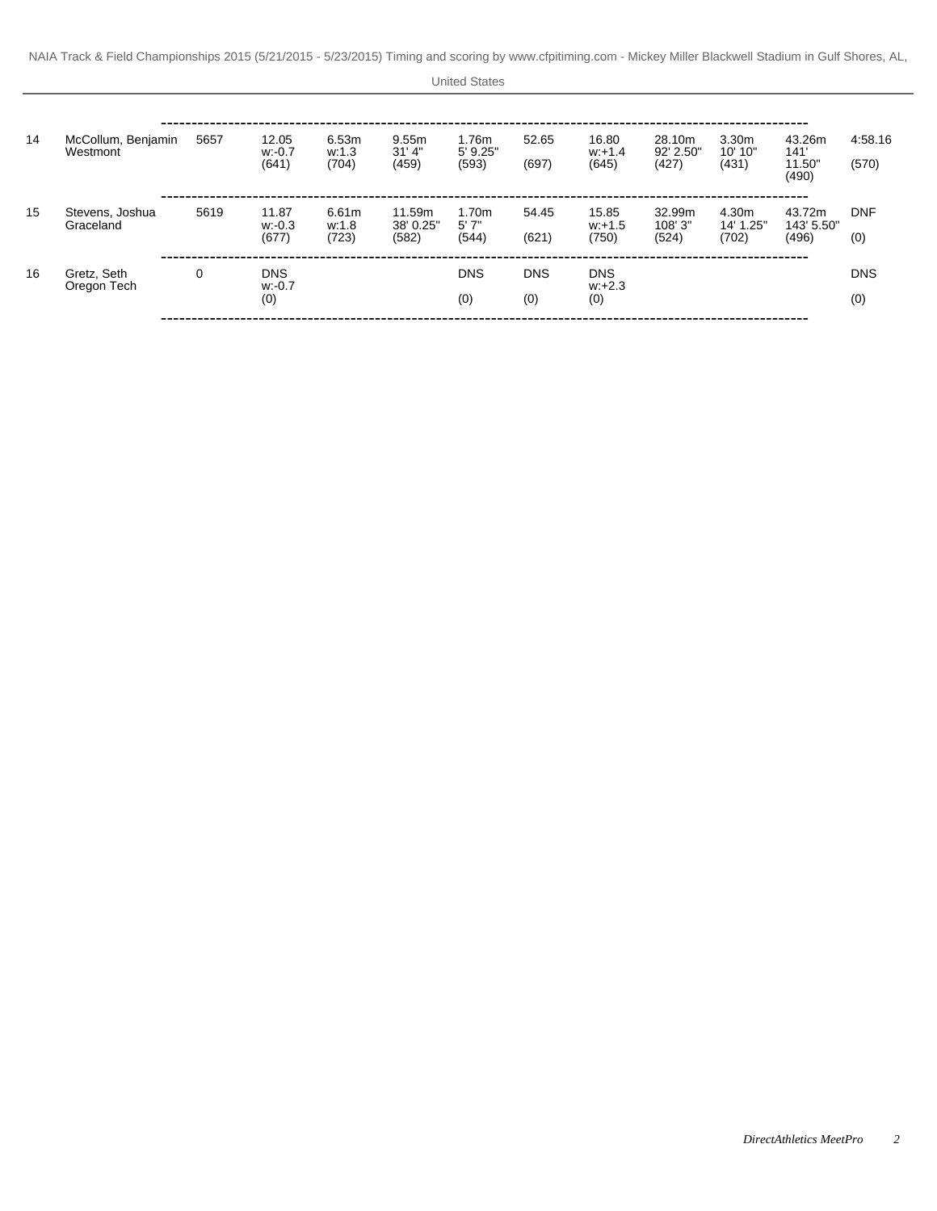| | | | | | | | | | | | | |
|---|---|---|---|---|---|---|---|---|---|---|---|---|
| 14 | McCollum, Benjamin Westmont | 5657 | 12.05 w:-0.7 (641) | 6.53m w:1.3 (704) | 9.55m 31' 4" (459) | 1.76m 5' 9.25" (593) | 52.65 (697) | 16.80 w:+1.4 (645) | 28.10m 92' 2.50" (427) | 3.30m 10' 10" (431) | 43.26m 141' 11.50" (490) | 4:58.16 (570) |
| 15 | Stevens, Joshua Graceland | 5619 | 11.87 w:-0.3 (677) | 6.61m w:1.8 (723) | 11.59m 38' 0.25" (582) | 1.70m 5' 7" (544) | 54.45 (621) | 15.85 w:+1.5 (750) | 32.99m 108' 3" (524) | 4.30m 14' 1.25" (702) | 43.72m 143' 5.50" (496) | DNF (0) |
| 16 | Gretz, Seth Oregon Tech | 0 | DNS w:-0.7 (0) | | | DNS (0) | DNS (0) | DNS w:+2.3 (0) | | | | DNS (0) |